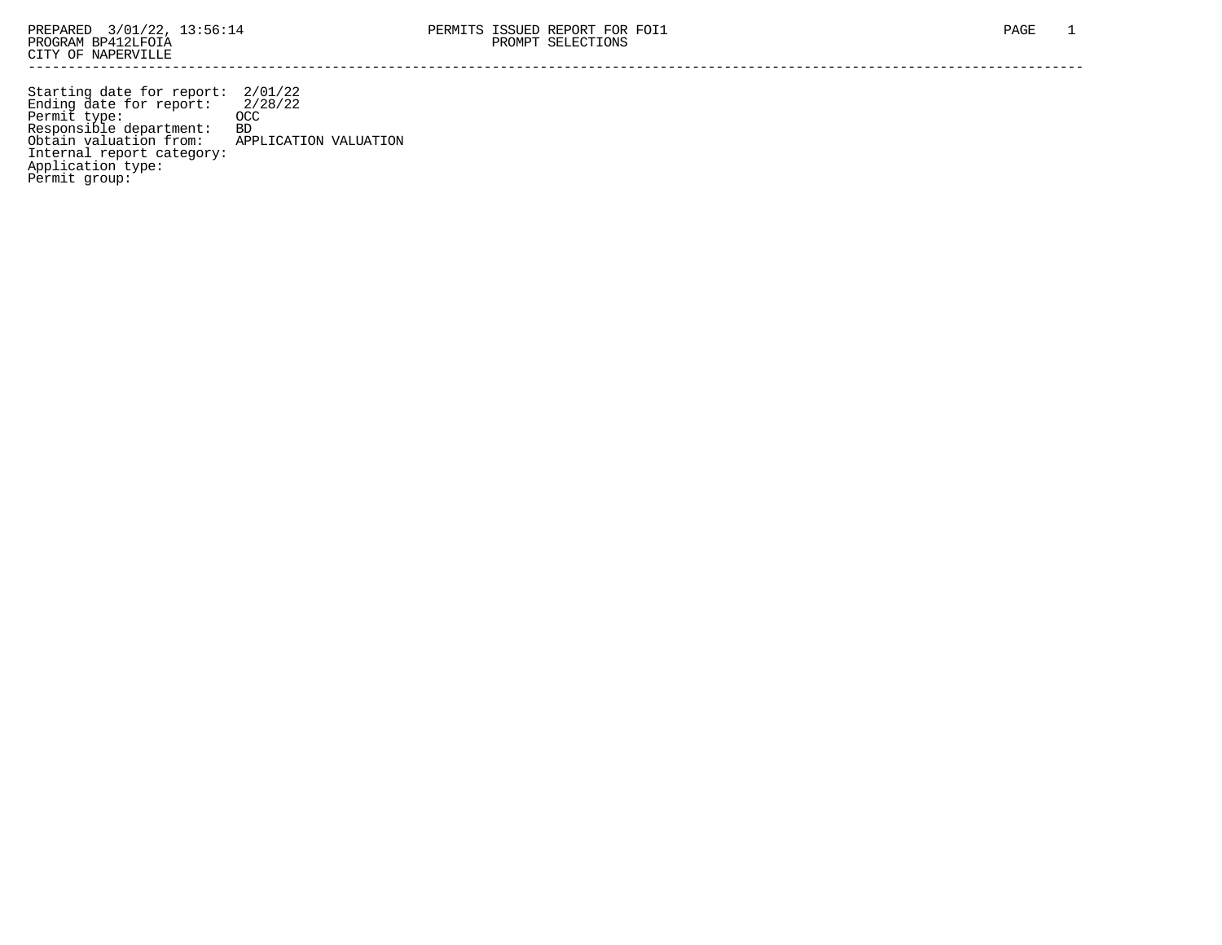PREPARED 3/01/22, 13:56:14
PROGRAM BP412LFOIA
CITY OF NAPERVILLE

PERMITS ISSUED REPORT FOR FOI1
PROMPT SELECTIONS

Starting date for report: 2/01/22
Ending date for report: 2/28/22
Permit type: OCC
Responsible department: BD
Obtain valuation from: APPLICATION VALUATION
Internal report category:
Application type:
Permit group: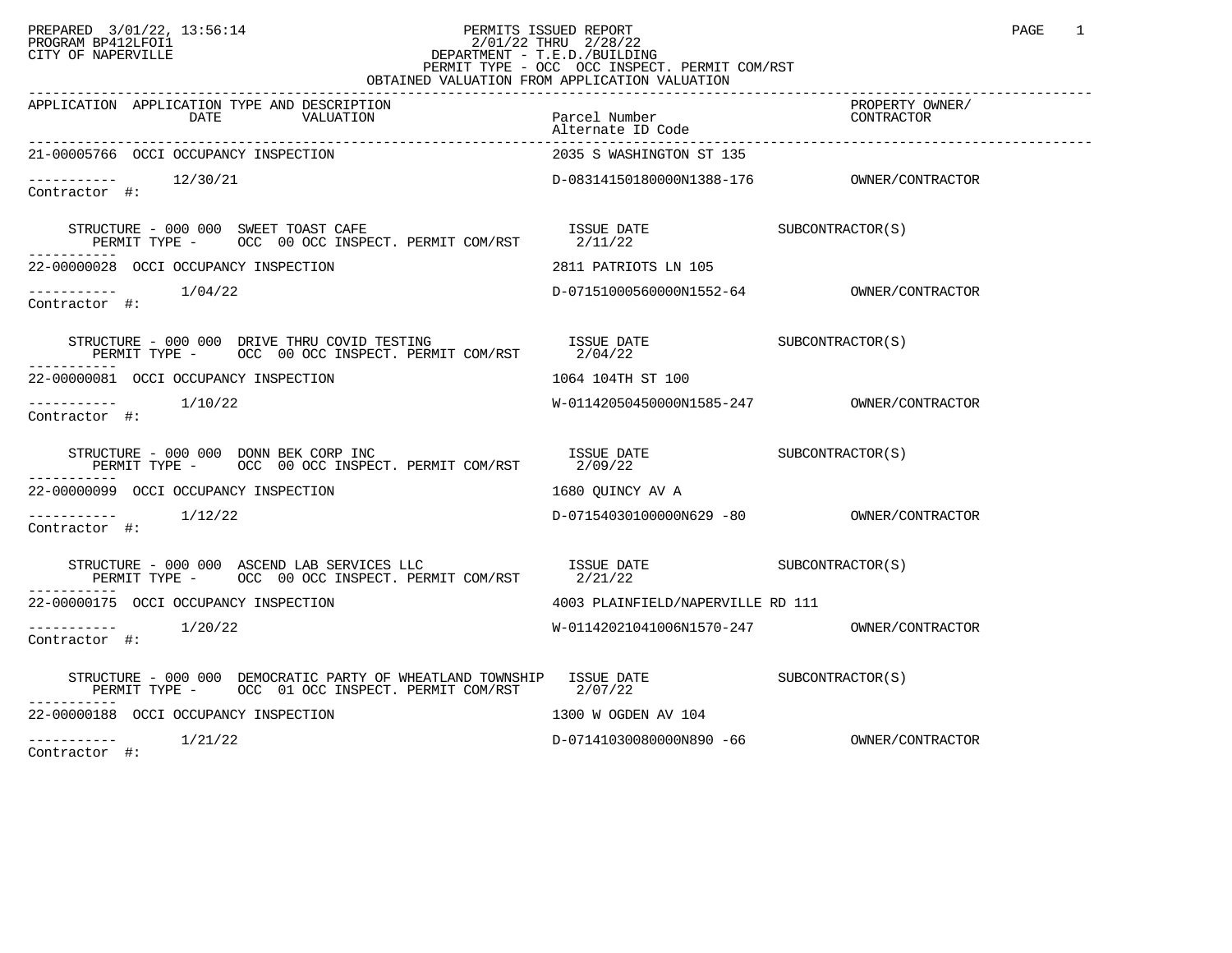PREPARED 3/01/22, 13:56:14
PROGRAM BP412LFOI1
CITY OF NAPERVILLE

PERMITS ISSUED REPORT
2/01/22 THRU 2/28/22
DEPARTMENT - T.E.D./BUILDING
PERMIT TYPE - OCC OCC INSPECT. PERMIT COM/RST
OBTAINED VALUATION FROM APPLICATION VALUATION

| APPLICATION | APPLICATION TYPE AND DESCRIPTION / DATE / VALUATION | Parcel Number / Alternate ID Code | PROPERTY OWNER/ CONTRACTOR |
|---|---|---|---|
| 21-00005766 | OCCI OCCUPANCY INSPECTION | 2035 S WASHINGTON ST 135 | |
| ----------- | 12/30/21 | D-08314150180000N1388-176 | OWNER/CONTRACTOR |
| Contractor #: | | | |
| | STRUCTURE - 000 000 SWEET TOAST CAFE | ISSUE DATE | SUBCONTRACTOR(S) |
| | PERMIT TYPE - OCC 00 OCC INSPECT. PERMIT COM/RST | 2/11/22 | |
| 22-00000028 | OCCI OCCUPANCY INSPECTION | 2811 PATRIOTS LN 105 | |
| ----------- | 1/04/22 | D-07151000560000N1552-64 | OWNER/CONTRACTOR |
| Contractor #: | | | |
| | STRUCTURE - 000 000 DRIVE THRU COVID TESTING | ISSUE DATE | SUBCONTRACTOR(S) |
| | PERMIT TYPE - OCC 00 OCC INSPECT. PERMIT COM/RST | 2/04/22 | |
| 22-00000081 | OCCI OCCUPANCY INSPECTION | 1064 104TH ST 100 | |
| ----------- | 1/10/22 | W-01142050450000N1585-247 | OWNER/CONTRACTOR |
| Contractor #: | | | |
| | STRUCTURE - 000 000 DONN BEK CORP INC | ISSUE DATE | SUBCONTRACTOR(S) |
| | PERMIT TYPE - OCC 00 OCC INSPECT. PERMIT COM/RST | 2/09/22 | |
| 22-00000099 | OCCI OCCUPANCY INSPECTION | 1680 QUINCY AV A | |
| ----------- | 1/12/22 | D-07154030100000N629 -80 | OWNER/CONTRACTOR |
| Contractor #: | | | |
| | STRUCTURE - 000 000 ASCEND LAB SERVICES LLC | ISSUE DATE | SUBCONTRACTOR(S) |
| | PERMIT TYPE - OCC 00 OCC INSPECT. PERMIT COM/RST | 2/21/22 | |
| 22-00000175 | OCCI OCCUPANCY INSPECTION | 4003 PLAINFIELD/NAPERVILLE RD 111 | |
| ----------- | 1/20/22 | W-01142021041006N1570-247 | OWNER/CONTRACTOR |
| Contractor #: | | | |
| | STRUCTURE - 000 000 DEMOCRATIC PARTY OF WHEATLAND TOWNSHIP | ISSUE DATE | SUBCONTRACTOR(S) |
| | PERMIT TYPE - OCC 01 OCC INSPECT. PERMIT COM/RST | 2/07/22 | |
| 22-00000188 | OCCI OCCUPANCY INSPECTION | 1300 W OGDEN AV 104 | |
| ----------- | 1/21/22 | D-07141030080000N890 -66 | OWNER/CONTRACTOR |
| Contractor #: | | | |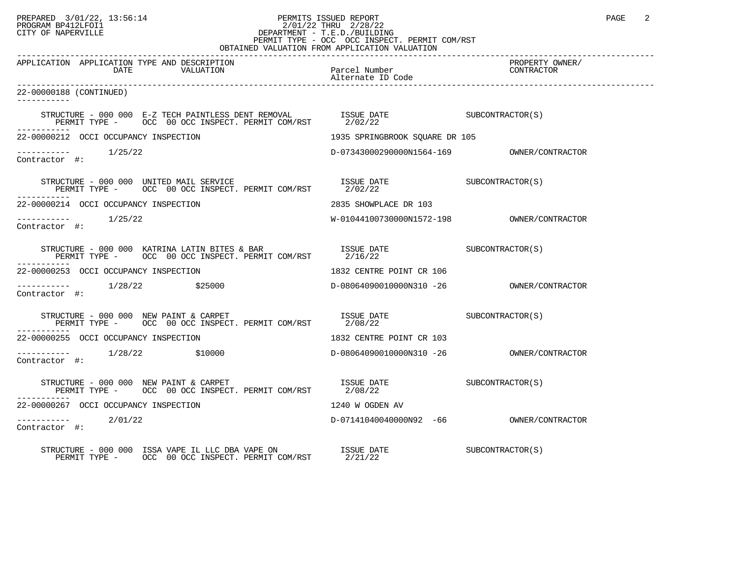PREPARED 3/01/22, 13:56:14 PERMITS ISSUED REPORT
PROGRAM BP412LFOI1 2/01/22 THRU 2/28/22
CITY OF NAPERVILLE DEPARTMENT - T.E.D./BUILDING
PERMIT TYPE - OCC OCC INSPECT. PERMIT COM/RST
OBTAINED VALUATION FROM APPLICATION VALUATION

| APPLICATION | APPLICATION TYPE AND DESCRIPTION / DATE | VALUATION | Parcel Number / Alternate ID Code | PROPERTY OWNER/ CONTRACTOR |
|---|---|---|---|---|
| 22-00000188 (CONTINUED) | | | | |
| STRUCTURE - 000 000 E-Z TECH PAINTLESS DENT REMOVAL / PERMIT TYPE - OCC 00 OCC INSPECT. PERMIT COM/RST | | | ISSUE DATE 2/02/22 | SUBCONTRACTOR(S) |
| 22-00000212 | OCCI OCCUPANCY INSPECTION | | 1935 SPRINGBROOK SQUARE DR 105 | |
| Contractor #: | 1/25/22 | | D-07343000290000N1564-169 | OWNER/CONTRACTOR |
| STRUCTURE - 000 000 UNITED MAIL SERVICE / PERMIT TYPE - OCC 00 OCC INSPECT. PERMIT COM/RST | | | ISSUE DATE 2/02/22 | SUBCONTRACTOR(S) |
| 22-00000214 | OCCI OCCUPANCY INSPECTION | | 2835 SHOWPLACE DR 103 | |
| Contractor #: | 1/25/22 | | W-01044100730000N1572-198 | OWNER/CONTRACTOR |
| STRUCTURE - 000 000 KATRINA LATIN BITES & BAR / PERMIT TYPE - OCC 00 OCC INSPECT. PERMIT COM/RST | | | ISSUE DATE 2/16/22 | SUBCONTRACTOR(S) |
| 22-00000253 | OCCI OCCUPANCY INSPECTION | | 1832 CENTRE POINT CR 106 | |
| Contractor #: | 1/28/22 | $25000 | D-08064090010000N310 -26 | OWNER/CONTRACTOR |
| STRUCTURE - 000 000 NEW PAINT & CARPET / PERMIT TYPE - OCC 00 OCC INSPECT. PERMIT COM/RST | | | ISSUE DATE 2/08/22 | SUBCONTRACTOR(S) |
| 22-00000255 | OCCI OCCUPANCY INSPECTION | | 1832 CENTRE POINT CR 103 | |
| Contractor #: | 1/28/22 | $10000 | D-08064090010000N310 -26 | OWNER/CONTRACTOR |
| STRUCTURE - 000 000 NEW PAINT & CARPET / PERMIT TYPE - OCC 00 OCC INSPECT. PERMIT COM/RST | | | ISSUE DATE 2/08/22 | SUBCONTRACTOR(S) |
| 22-00000267 | OCCI OCCUPANCY INSPECTION | | 1240 W OGDEN AV | |
| Contractor #: | 2/01/22 | | D-07141040040000N92 -66 | OWNER/CONTRACTOR |
| STRUCTURE - 000 000 ISSA VAPE IL LLC DBA VAPE ON / PERMIT TYPE - OCC 00 OCC INSPECT. PERMIT COM/RST | | | ISSUE DATE 2/21/22 | SUBCONTRACTOR(S) |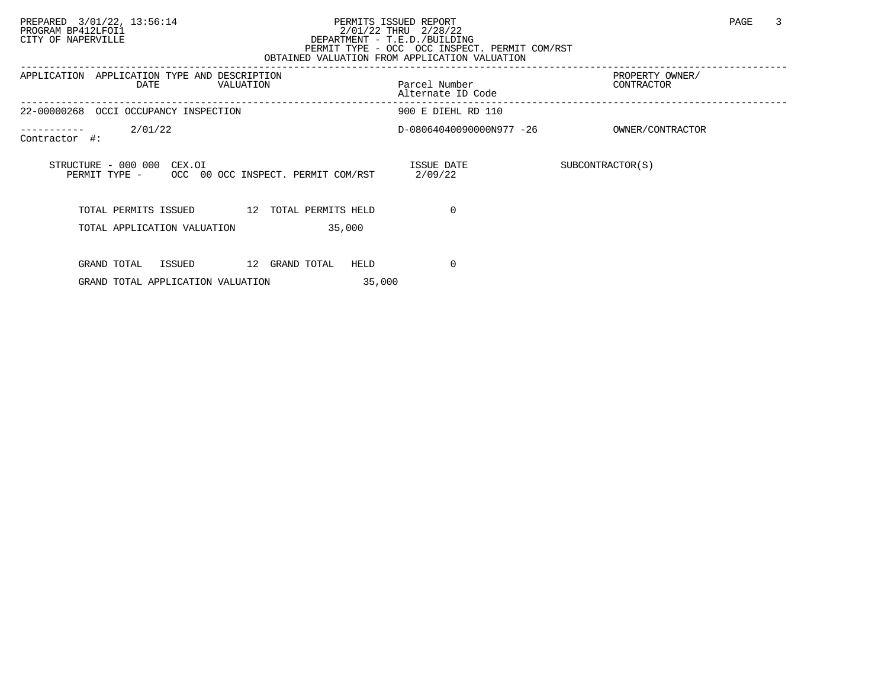PERMITS ISSUED REPORT
2/01/22 THRU 2/28/22
DEPARTMENT - T.E.D./BUILDING
PERMIT TYPE - OCC OCC INSPECT. PERMIT COM/RST
OBTAINED VALUATION FROM APPLICATION VALUATION

PREPARED 3/01/22, 13:56:14
PROGRAM BP412LFOI1
CITY OF NAPERVILLE

| APPLICATION | APPLICATION TYPE AND DESCRIPTION DATE VALUATION | Parcel Number Alternate ID Code | PROPERTY OWNER/ CONTRACTOR |
|---|---|---|---|
| 22-00000268 | OCCI OCCUPANCY INSPECTION | 900 E DIEHL RD 110 | |
| ----------- Contractor #: | 2/01/22 | D-08064040090000N977 -26 | OWNER/CONTRACTOR |

STRUCTURE - 000 000 CEX.OI
PERMIT TYPE - OCC 00 OCC INSPECT. PERMIT COM/RST
ISSUE DATE 2/09/22
SUBCONTRACTOR(S)

TOTAL PERMITS ISSUED 12 TOTAL PERMITS HELD 0

TOTAL APPLICATION VALUATION 35,000

GRAND TOTAL ISSUED 12 GRAND TOTAL HELD 0

GRAND TOTAL APPLICATION VALUATION 35,000